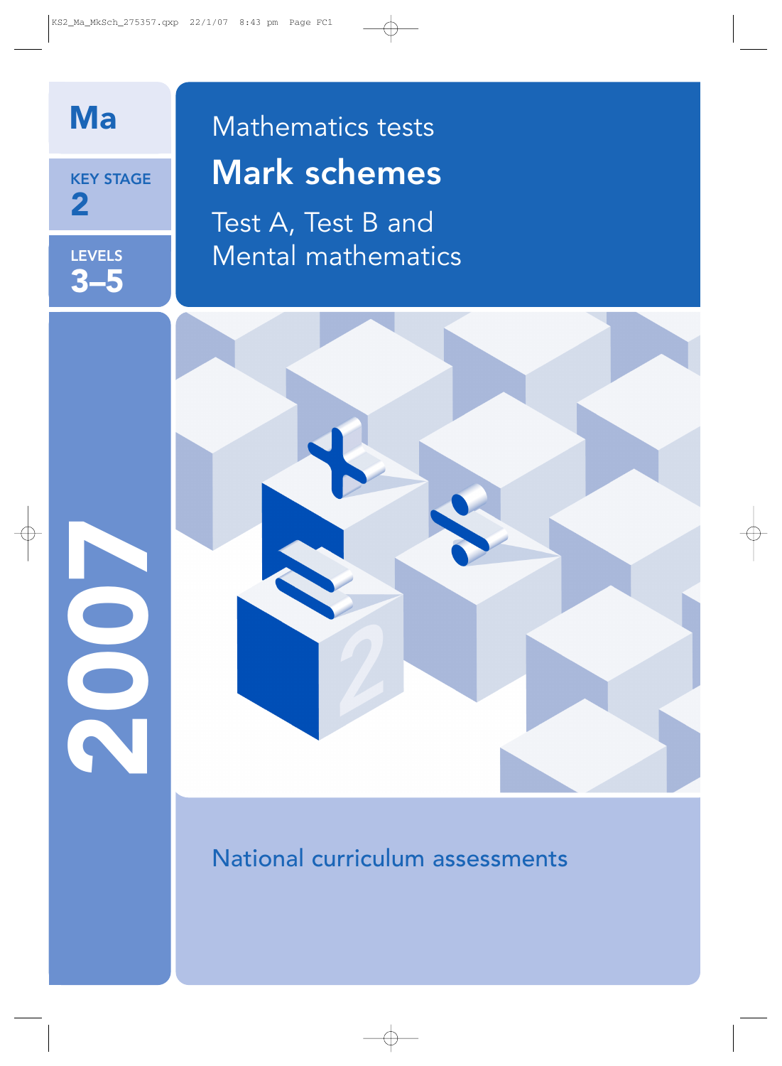Ma

KEY STAGE 2

LEVELS 3–5

2007

Mathematics tests

# Mark schemes

Test A, Test B and Mental mathematics

National curriculum assessments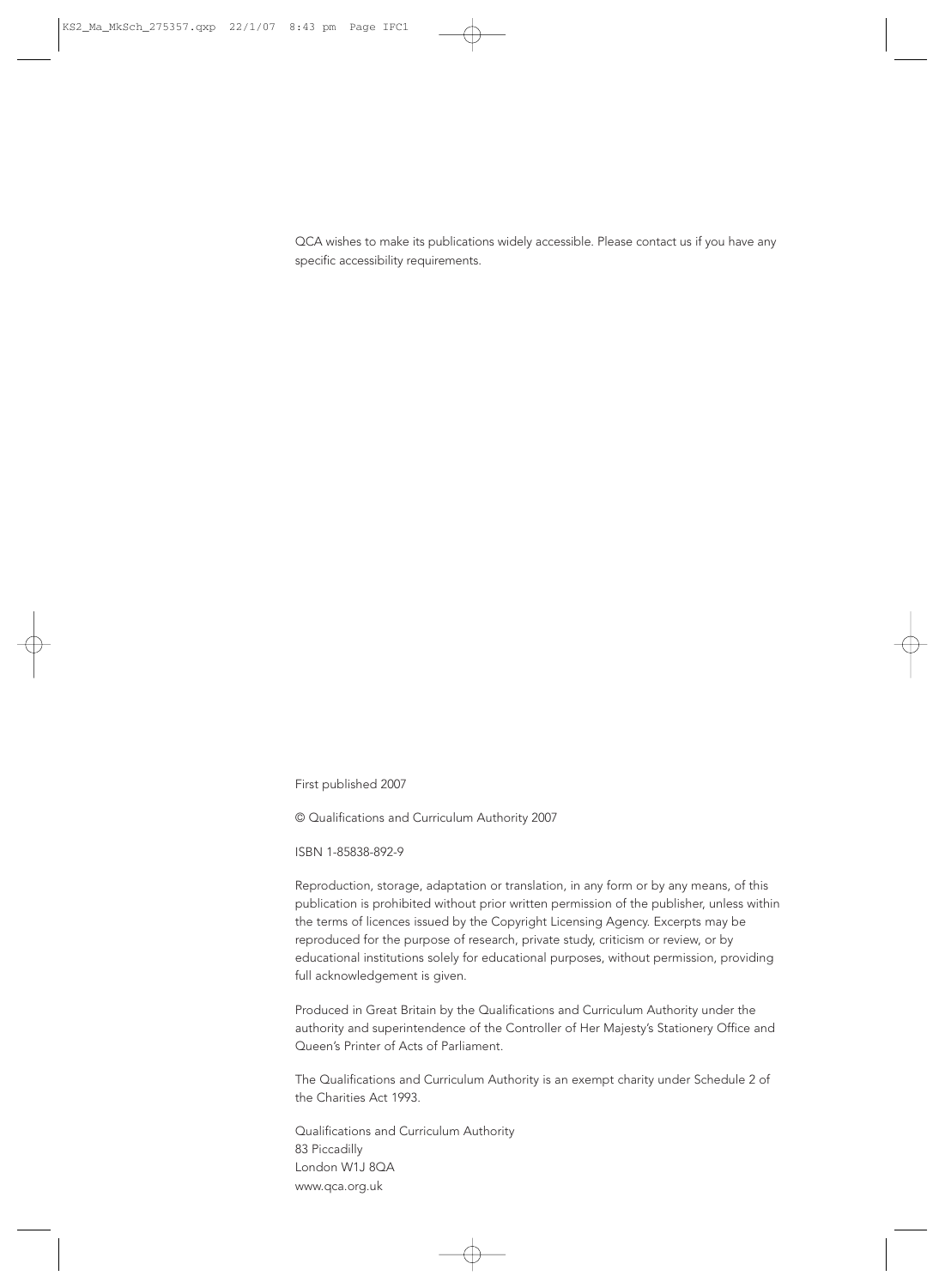QCA wishes to make its publications widely accessible. Please contact us if you have any specific accessibility requirements.

First published 2007

© Qualifications and Curriculum Authority 2007

ISBN 1-85838-892-9

Reproduction, storage, adaptation or translation, in any form or by any means, of this publication is prohibited without prior written permission of the publisher, unless within the terms of licences issued by the Copyright Licensing Agency. Excerpts may be reproduced for the purpose of research, private study, criticism or review, or by educational institutions solely for educational purposes, without permission, providing full acknowledgement is given.

Produced in Great Britain by the Qualifications and Curriculum Authority under the authority and superintendence of the Controller of Her Majesty's Stationery Office and Queen's Printer of Acts of Parliament.

The Qualifications and Curriculum Authority is an exempt charity under Schedule 2 of the Charities Act 1993.

Qualifications and Curriculum Authority
83 Piccadilly
London W1J 8QA
www.qca.org.uk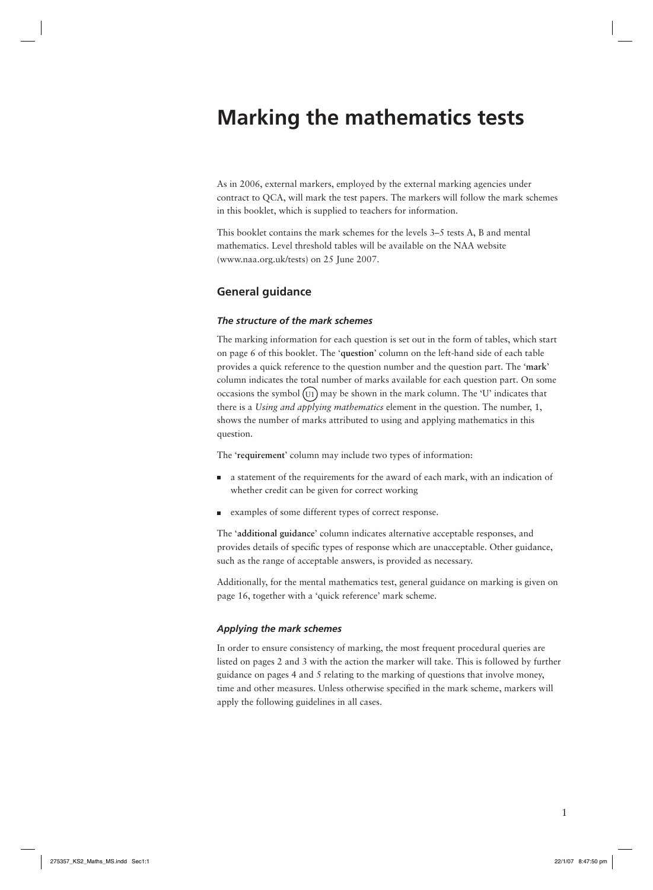# Marking the mathematics tests

As in 2006, external markers, employed by the external marking agencies under contract to QCA, will mark the test papers. The markers will follow the mark schemes in this booklet, which is supplied to teachers for information.

This booklet contains the mark schemes for the levels 3–5 tests A, B and mental mathematics. Level threshold tables will be available on the NAA website (www.naa.org.uk/tests) on 25 June 2007.

## General guidance

### *The structure of the mark schemes*

The marking information for each question is set out in the form of tables, which start on page 6 of this booklet. The '**question**' column on the left-hand side of each table provides a quick reference to the question number and the question part. The '**mark**' column indicates the total number of marks available for each question part. On some occasions the symbol (U1) may be shown in the mark column. The 'U' indicates that there is a *Using and applying mathematics* element in the question. The number, 1, shows the number of marks attributed to using and applying mathematics in this question.

The '**requirement**' column may include two types of information:

- a statement of the requirements for the award of each mark, with an indication of whether credit can be given for correct working
- examples of some different types of correct response.

The '**additional guidance**' column indicates alternative acceptable responses, and provides details of specific types of response which are unacceptable. Other guidance, such as the range of acceptable answers, is provided as necessary.

Additionally, for the mental mathematics test, general guidance on marking is given on page 16, together with a 'quick reference' mark scheme.

### *Applying the mark schemes*

In order to ensure consistency of marking, the most frequent procedural queries are listed on pages 2 and 3 with the action the marker will take. This is followed by further guidance on pages 4 and 5 relating to the marking of questions that involve money, time and other measures. Unless otherwise specified in the mark scheme, markers will apply the following guidelines in all cases.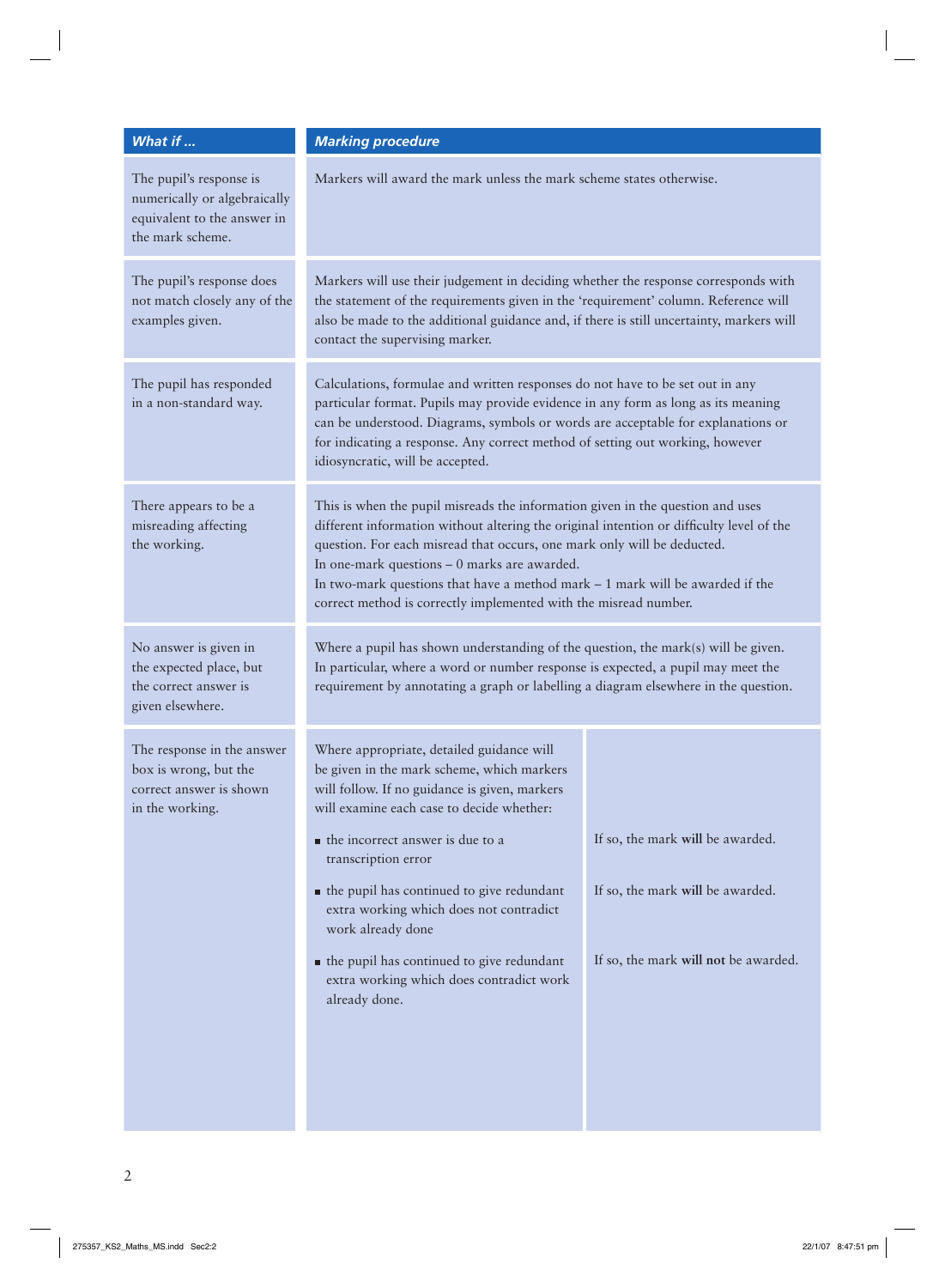| *What if ...* | *Marking procedure* |
|---|---|
| The pupil's response is numerically or algebraically equivalent to the answer in the mark scheme. | Markers will award the mark unless the mark scheme states otherwise. |
| The pupil's response does not match closely any of the examples given. | Markers will use their judgement in deciding whether the response corresponds with the statement of the requirements given in the 'requirement' column. Reference will also be made to the additional guidance and, if there is still uncertainty, markers will contact the supervising marker. |
| The pupil has responded in a non-standard way. | Calculations, formulae and written responses do not have to be set out in any particular format. Pupils may provide evidence in any form as long as its meaning can be understood. Diagrams, symbols or words are acceptable for explanations or for indicating a response. Any correct method of setting out working, however idiosyncratic, will be accepted. |
| There appears to be a misreading affecting the working. | This is when the pupil misreads the information given in the question and uses different information without altering the original intention or difficulty level of the question. For each misread that occurs, one mark only will be deducted.<br>In one-mark questions – 0 marks are awarded.<br>In two-mark questions that have a method mark – 1 mark will be awarded if the correct method is correctly implemented with the misread number. |
| No answer is given in the expected place, but the correct answer is given elsewhere. | Where a pupil has shown understanding of the question, the mark(s) will be given. In particular, where a word or number response is expected, a pupil may meet the requirement by annotating a graph or labelling a diagram elsewhere in the question. |
| The response in the answer box is wrong, but the correct answer is shown in the working. | Where appropriate, detailed guidance will be given in the mark scheme, which markers will follow. If no guidance is given, markers will examine each case to decide whether:<br>▪ the incorrect answer is due to a transcription error — If so, the mark **will** be awarded.<br>▪ the pupil has continued to give redundant extra working which does not contradict work already done — If so, the mark **will** be awarded.<br>▪ the pupil has continued to give redundant extra working which does contradict work already done. — If so, the mark **will not** be awarded. |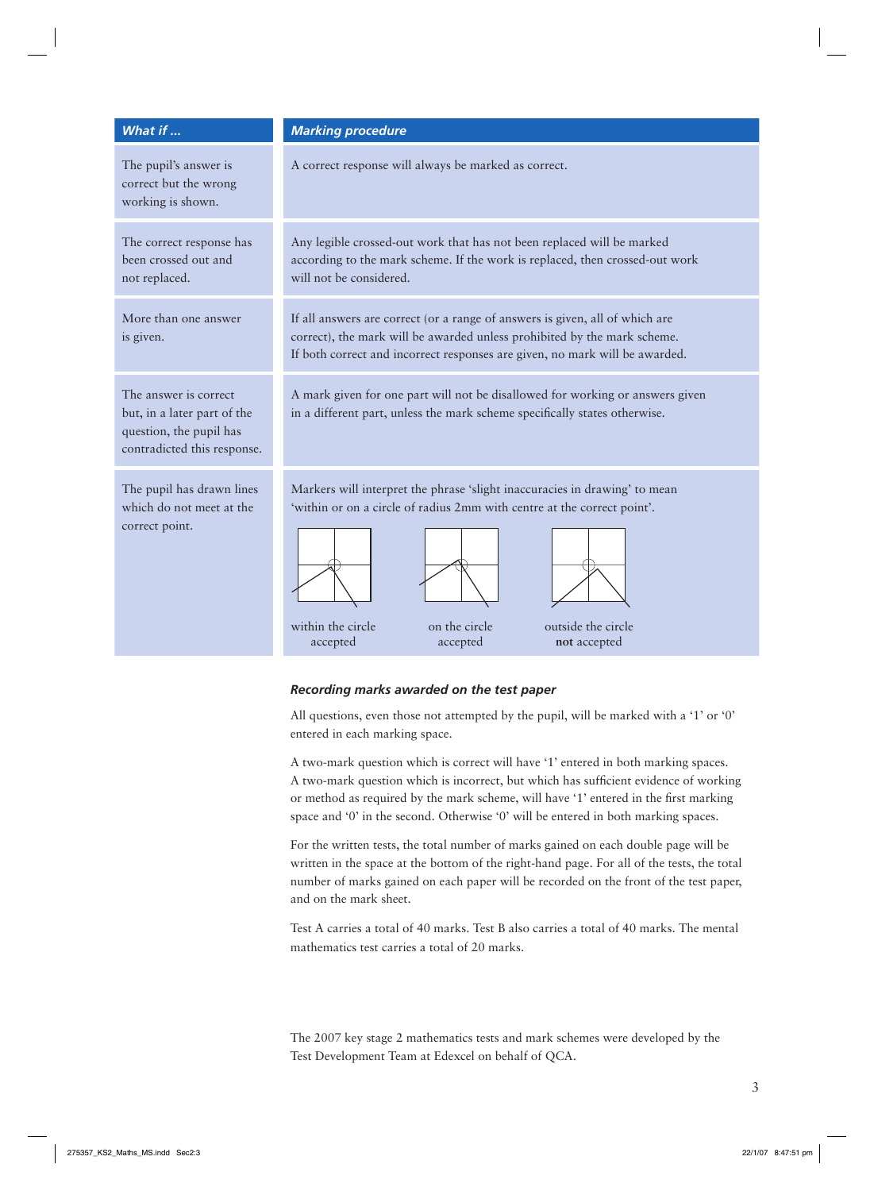| *What if ...* | *Marking procedure* |
|---|---|
| The pupil's answer is correct but the wrong working is shown. | A correct response will always be marked as correct. |
| The correct response has been crossed out and not replaced. | Any legible crossed-out work that has not been replaced will be marked according to the mark scheme. If the work is replaced, then crossed-out work will not be considered. |
| More than one answer is given. | If all answers are correct (or a range of answers is given, all of which are correct), the mark will be awarded unless prohibited by the mark scheme. If both correct and incorrect responses are given, no mark will be awarded. |
| The answer is correct but, in a later part of the question, the pupil has contradicted this response. | A mark given for one part will not be disallowed for working or answers given in a different part, unless the mark scheme specifically states otherwise. |
| The pupil has drawn lines which do not meet at the correct point. | Markers will interpret the phrase 'slight inaccuracies in drawing' to mean 'within or on a circle of radius 2mm with centre at the correct point'. within the circle accepted; on the circle accepted; outside the circle **not** accepted |

### *Recording marks awarded on the test paper*

All questions, even those not attempted by the pupil, will be marked with a '1' or '0' entered in each marking space.

A two-mark question which is correct will have '1' entered in both marking spaces. A two-mark question which is incorrect, but which has sufficient evidence of working or method as required by the mark scheme, will have '1' entered in the first marking space and '0' in the second. Otherwise '0' will be entered in both marking spaces.

For the written tests, the total number of marks gained on each double page will be written in the space at the bottom of the right-hand page. For all of the tests, the total number of marks gained on each paper will be recorded on the front of the test paper, and on the mark sheet.

Test A carries a total of 40 marks. Test B also carries a total of 40 marks. The mental mathematics test carries a total of 20 marks.

The 2007 key stage 2 mathematics tests and mark schemes were developed by the Test Development Team at Edexcel on behalf of QCA.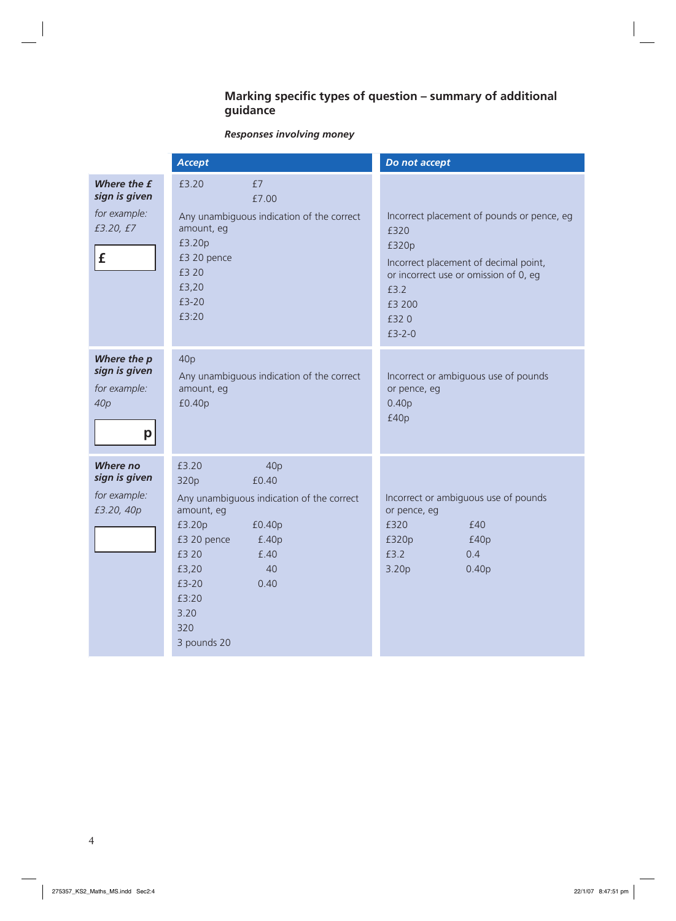## Marking specific types of question – summary of additional guidance

***Responses involving money***

| | *Accept* | *Do not accept* |
|---|---|---|
| ***Where the £ sign is given*** <br> *for example: £3.20, £7* <br> £ | £3.20 <br> £7 <br> £7.00 <br> Any unambiguous indication of the correct amount, eg <br> £3.20p <br> £3 20 pence <br> £3 20 <br> £3,20 <br> £3-20 <br> £3:20 | Incorrect placement of pounds or pence, eg <br> £320 <br> £320p <br> Incorrect placement of decimal point, or incorrect use or omission of 0, eg <br> £3.2 <br> £3 200 <br> £32 0 <br> £3-2-0 |
| ***Where the p sign is given*** <br> *for example: 40p* <br> p | 40p <br> Any unambiguous indication of the correct amount, eg <br> £0.40p | Incorrect or ambiguous use of pounds or pence, eg <br> 0.40p <br> £40p |
| ***Where no sign is given*** <br> *for example: £3.20, 40p* | £3.20 <br> 320p <br> 40p <br> £0.40 <br> Any unambiguous indication of the correct amount, eg <br> £3.20p <br> £3 20 pence <br> £3 20 <br> £3,20 <br> £3-20 <br> £3:20 <br> 3.20 <br> 320 <br> 3 pounds 20 <br> £0.40p <br> £.40p <br> £.40 <br> 40 <br> 0.40 | Incorrect or ambiguous use of pounds or pence, eg <br> £320 <br> £320p <br> £3.2 <br> 3.20p <br> £40 <br> £40p <br> 0.4 <br> 0.40p |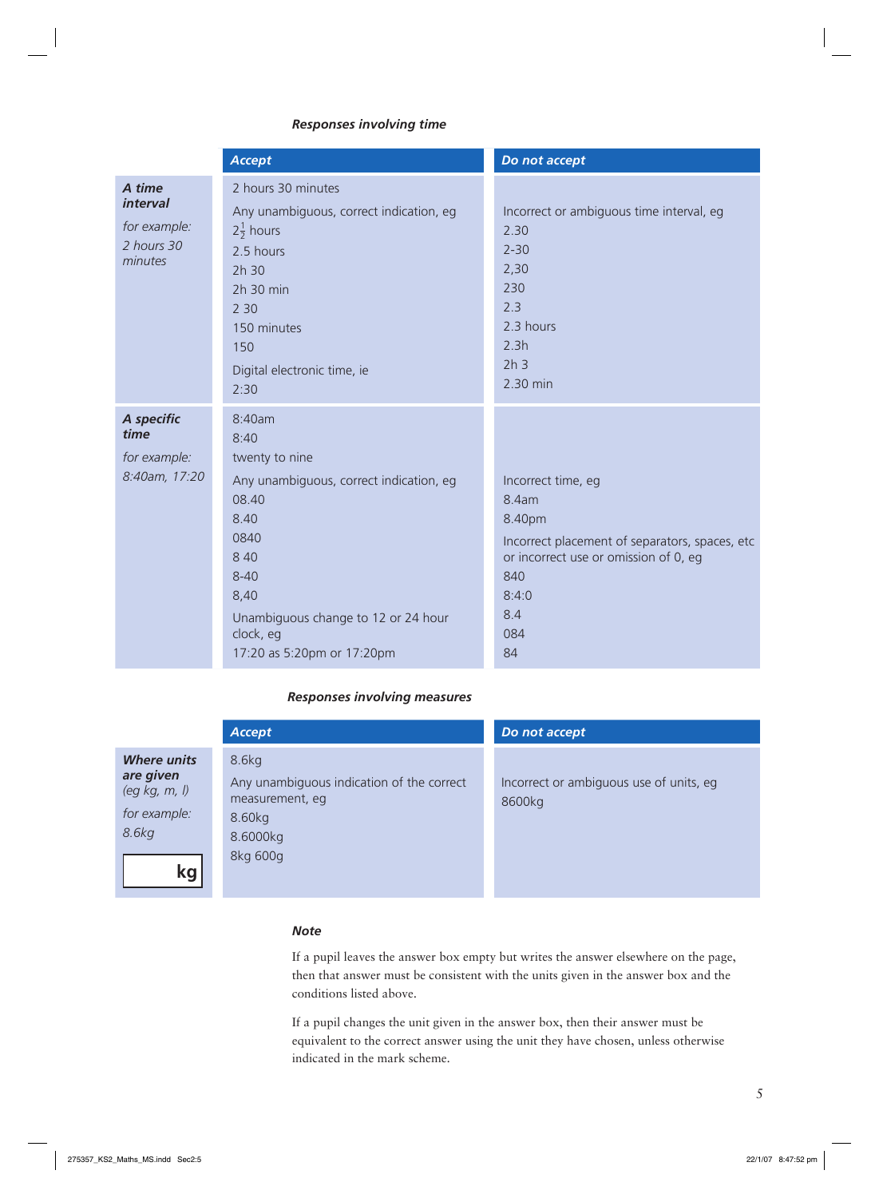### *Responses involving time*

| | *Accept* | *Do not accept* |
|---|---|---|
| ***A time interval*** *for example: 2 hours 30 minutes* | 2 hours 30 minutes<br>Any unambiguous, correct indication, eg<br>$2\frac{1}{2}$ hours<br>2.5 hours<br>2h 30<br>2h 30 min<br>2 30<br>150 minutes<br>150<br>Digital electronic time, ie<br>2:30 | Incorrect or ambiguous time interval, eg<br>2.30<br>2-30<br>2,30<br>230<br>2.3<br>2.3 hours<br>2.3h<br>2h 3<br>2.30 min |
| ***A specific time*** *for example: 8:40am, 17:20* | 8:40am<br>8:40<br>twenty to nine<br>Any unambiguous, correct indication, eg<br>08.40<br>8.40<br>0840<br>8 40<br>8-40<br>8,40<br>Unambiguous change to 12 or 24 hour clock, eg<br>17:20 as 5:20pm or 17:20pm | Incorrect time, eg<br>8.4am<br>8.40pm<br>Incorrect placement of separators, spaces, etc or incorrect use or omission of 0, eg<br>840<br>8:4:0<br>8.4<br>084<br>84 |

### *Responses involving measures*

| | *Accept* | *Do not accept* |
|---|---|---|
| ***Where units are given*** *(eg kg, m, l)* *for example: 8.6kg* [ **kg** ] | 8.6kg<br>Any unambiguous indication of the correct measurement, eg<br>8.60kg<br>8.6000kg<br>8kg 600g | Incorrect or ambiguous use of units, eg<br>8600kg |

### *Note*

If a pupil leaves the answer box empty but writes the answer elsewhere on the page, then that answer must be consistent with the units given in the answer box and the conditions listed above.

If a pupil changes the unit given in the answer box, then their answer must be equivalent to the correct answer using the unit they have chosen, unless otherwise indicated in the mark scheme.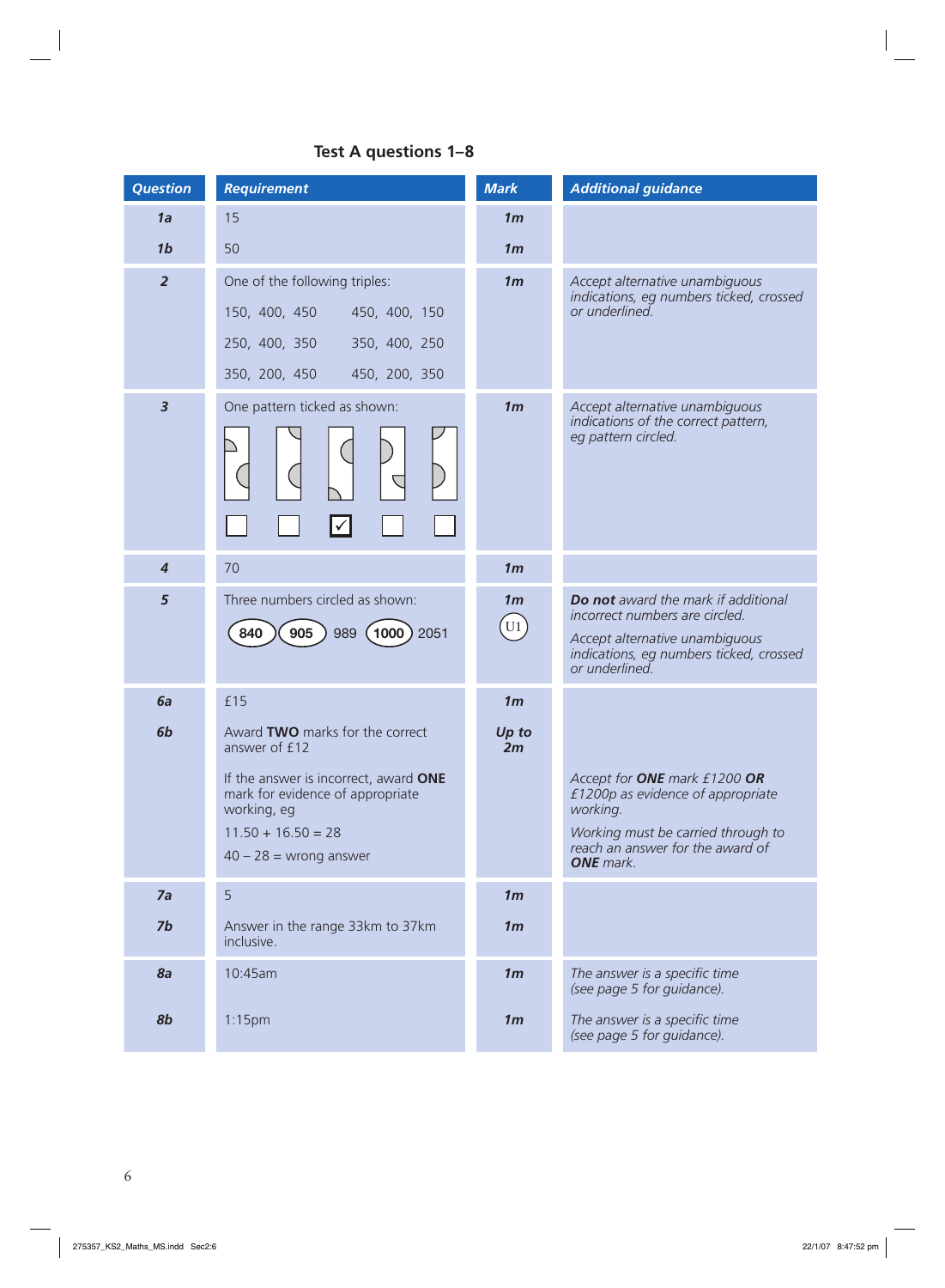## Test A questions 1–8

| Question | Requirement | Mark | Additional guidance |
|---|---|---|---|
| 1a | 15 | 1m | |
| 1b | 50 | 1m | |
| 2 | One of the following triples:<br>150, 400, 450 &nbsp;&nbsp; 450, 400, 150<br>250, 400, 350 &nbsp;&nbsp; 350, 400, 250<br>350, 200, 450 &nbsp;&nbsp; 450, 200, 350 | 1m | Accept alternative unambiguous indications, eg numbers ticked, crossed or underlined. |
| 3 | One pattern ticked as shown:<br>☐ ☐ ☑ ☐ ☐ | 1m | Accept alternative unambiguous indications of the correct pattern, eg pattern circled. |
| 4 | 70 | 1m | |
| 5 | Three numbers circled as shown:<br>**(840)** **(905)** 989 **(1000)** 2051 | 1m<br>U1 | ***Do not*** *award the mark if additional incorrect numbers are circled.*<br>*Accept alternative unambiguous indications, eg numbers ticked, crossed or underlined.* |
| 6a | £15 | 1m | |
| 6b | Award **TWO** marks for the correct answer of £12<br>If the answer is incorrect, award **ONE** mark for evidence of appropriate working, eg<br>11.50 + 16.50 = 28<br>40 – 28 = wrong answer | Up to 2m | *Accept for* ***ONE*** *mark £1200* ***OR*** *£1200p as evidence of appropriate working.*<br>*Working must be carried through to reach an answer for the award of* ***ONE*** *mark.* |
| 7a | 5 | 1m | |
| 7b | Answer in the range 33km to 37km inclusive. | 1m | |
| 8a | 10:45am | 1m | *The answer is a specific time (see page 5 for guidance).* |
| 8b | 1:15pm | 1m | *The answer is a specific time (see page 5 for guidance).* |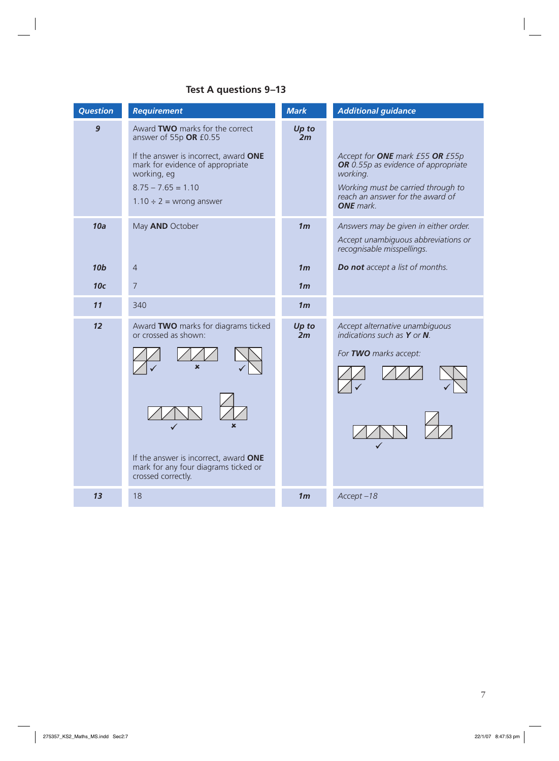## Test A questions 9–13

| Question | Requirement | Mark | Additional guidance |
|---|---|---|---|
| **9** | Award **TWO** marks for the correct answer of 55p **OR** £0.55<br><br>If the answer is incorrect, award **ONE** mark for evidence of appropriate working, eg<br><br>8.75 – 7.65 = 1.10<br>1.10 ÷ 2 = wrong answer | ***Up to 2m*** | *Accept for **ONE** mark £55 **OR** £55p **OR** 0.55p as evidence of appropriate working.*<br><br>*Working must be carried through to reach an answer for the award of **ONE** mark.* |
| **10a** | May **AND** October | ***1m*** | *Answers may be given in either order.*<br><br>*Accept unambiguous abbreviations or recognisable misspellings.* |
| **10b** | 4 | ***1m*** | ***Do not** accept a list of months.* |
| **10c** | 7 | ***1m*** | |
| **11** | 340 | ***1m*** | |
| **12** | Award **TWO** marks for diagrams ticked or crossed as shown:<br><br>✓ ✗ ✓<br>✓ ✗<br><br>If the answer is incorrect, award **ONE** mark for any four diagrams ticked or crossed correctly. | ***Up to 2m*** | *Accept alternative unambiguous indications such as **Y** or **N**.*<br><br>*For **TWO** marks accept:*<br><br>✓ ✓<br>✓ |
| **13** | 18 | ***1m*** | *Accept –18* |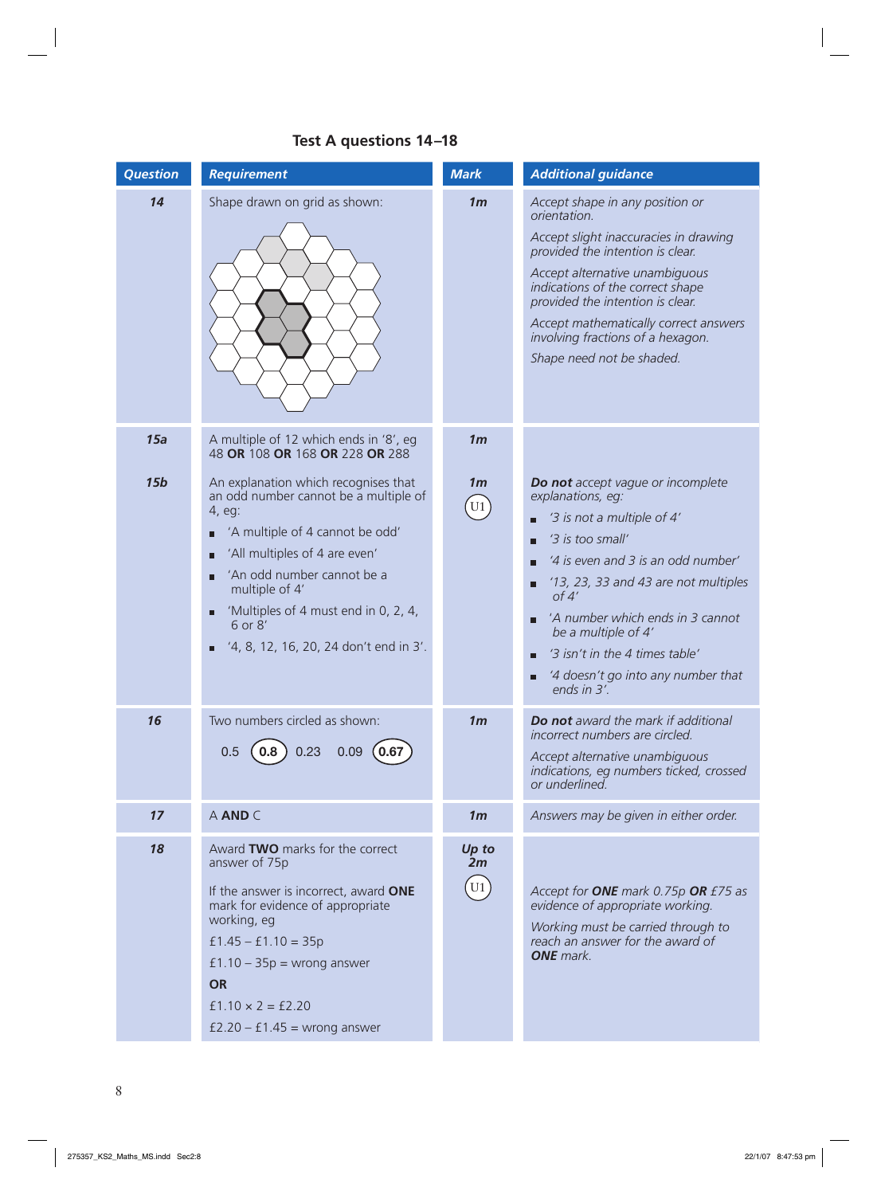## Test A questions 14–18

| Question | Requirement | Mark | Additional guidance |
|---|---|---|---|
| **14** | Shape drawn on grid as shown: | **1m** | *Accept shape in any position or orientation.*<br><br>*Accept slight inaccuracies in drawing provided the intention is clear.*<br><br>*Accept alternative unambiguous indications of the correct shape provided the intention is clear.*<br><br>*Accept mathematically correct answers involving fractions of a hexagon.*<br><br>*Shape need not be shaded.* |
| **15a** | A multiple of 12 which ends in '8', eg 48 **OR** 108 **OR** 168 **OR** 228 **OR** 288 | **1m** | |
| **15b** | An explanation which recognises that an odd number cannot be a multiple of 4, eg:<br>■ 'A multiple of 4 cannot be odd'<br>■ 'All multiples of 4 are even'<br>■ 'An odd number cannot be a multiple of 4'<br>■ 'Multiples of 4 must end in 0, 2, 4, 6 or 8'<br>■ '4, 8, 12, 16, 20, 24 don't end in 3'. | **1m** U1 | ***Do not** accept vague or incomplete explanations, eg:*<br>■ *'3 is not a multiple of 4'*<br>■ *'3 is too small'*<br>■ *'4 is even and 3 is an odd number'*<br>■ *'13, 23, 33 and 43 are not multiples of 4'*<br>■ *'A number which ends in 3 cannot be a multiple of 4'*<br>■ *'3 isn't in the 4 times table'*<br>■ *'4 doesn't go into any number that ends in 3'.* |
| **16** | Two numbers circled as shown:<br>0.5 **(0.8)** 0.23 0.09 **(0.67)** | **1m** | ***Do not** award the mark if additional incorrect numbers are circled.*<br><br>*Accept alternative unambiguous indications, eg numbers ticked, crossed or underlined.* |
| **17** | A **AND** C | **1m** | *Answers may be given in either order.* |
| **18** | Award **TWO** marks for the correct answer of 75p<br><br>If the answer is incorrect, award **ONE** mark for evidence of appropriate working, eg<br>£1.45 – £1.10 = 35p<br>£1.10 – 35p = wrong answer<br>**OR**<br>£1.10 × 2 = £2.20<br>£2.20 – £1.45 = wrong answer | **Up to 2m** U1 | *Accept for **ONE** mark 0.75p **OR** £75 as evidence of appropriate working.*<br><br>*Working must be carried through to reach an answer for the award of **ONE** mark.* |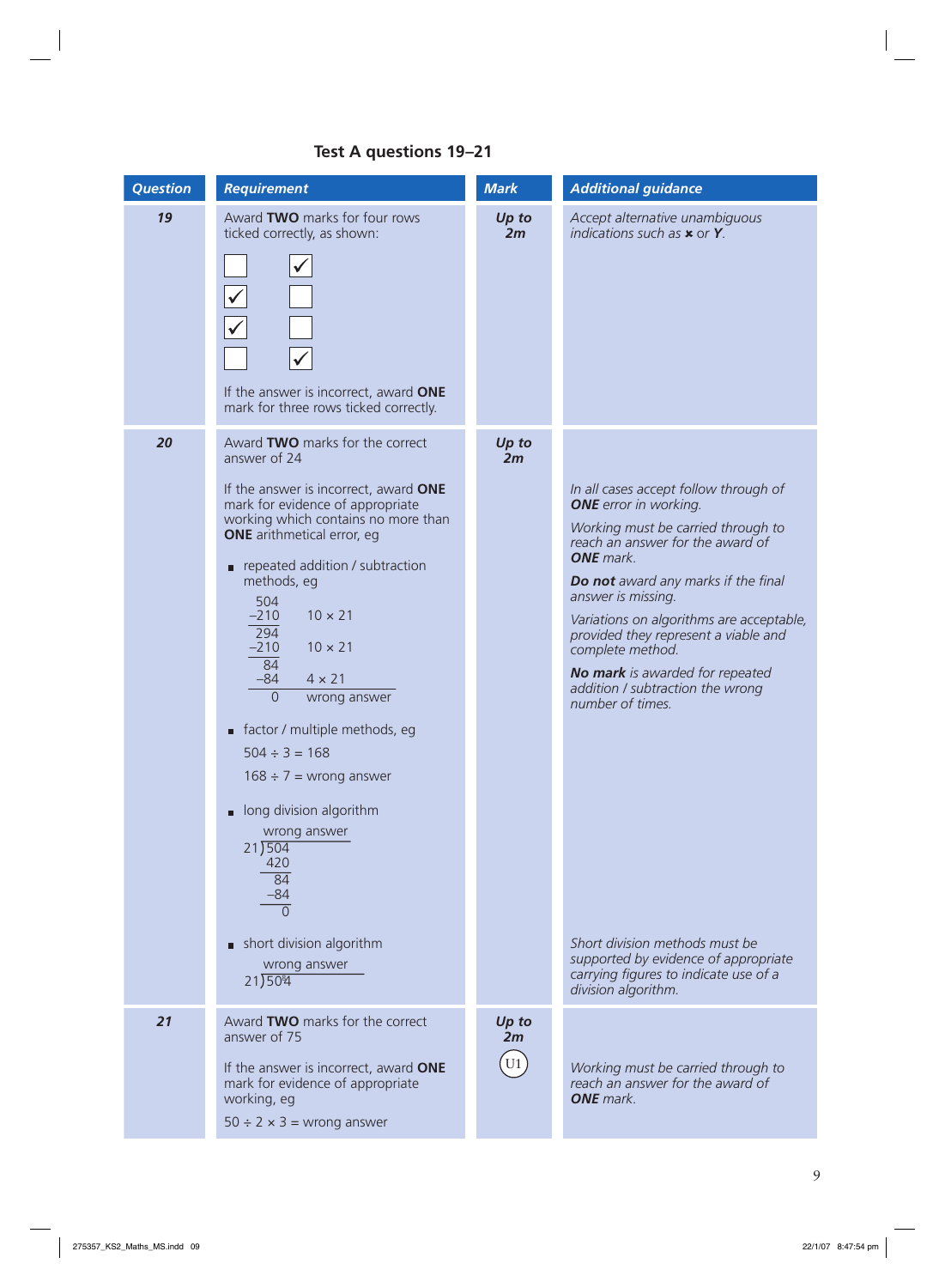## Test A questions 19–21

| Question | Requirement | Mark | Additional guidance |
|---|---|---|---|
| **19** | Award **TWO** marks for four rows ticked correctly, as shown:<br><br>☐ ☑<br>☑ ☐<br>☑ ☐<br>☐ ☑<br><br>If the answer is incorrect, award **ONE** mark for three rows ticked correctly. | ***Up to 2m*** | *Accept alternative unambiguous indications such as* ✖ *or* ***Y****.* |
| **20** | Award **TWO** marks for the correct answer of 24<br><br>If the answer is incorrect, award **ONE** mark for evidence of appropriate working which contains no more than **ONE** arithmetical error, eg<br><br>▪ repeated addition / subtraction methods, eg<br>504<br>−210    10 × 21<br>294<br>−210    10 × 21<br>84<br>−84    4 × 21<br>0    wrong answer<br><br>▪ factor / multiple methods, eg<br>504 ÷ 3 = 168<br>168 ÷ 7 = wrong answer<br><br>▪ long division algorithm<br>wrong answer<br>21)504<br>420<br>84<br>−84<br>0<br><br>▪ short division algorithm<br>wrong answer<br>21)50⁸4 | ***Up to 2m*** | *In all cases accept follow through of* ***ONE*** *error in working.*<br><br>*Working must be carried through to reach an answer for the award of* ***ONE*** *mark.*<br><br>***Do not*** *award any marks if the final answer is missing.*<br><br>*Variations on algorithms are acceptable, provided they represent a viable and complete method.*<br><br>***No mark*** *is awarded for repeated addition / subtraction the wrong number of times.*<br><br>*Short division methods must be supported by evidence of appropriate carrying figures to indicate use of a division algorithm.* |
| **21** | Award **TWO** marks for the correct answer of 75<br><br>If the answer is incorrect, award **ONE** mark for evidence of appropriate working, eg<br><br>50 ÷ 2 × 3 = wrong answer | ***Up to 2m***<br><br>U1 | *Working must be carried through to reach an answer for the award of* ***ONE*** *mark.* |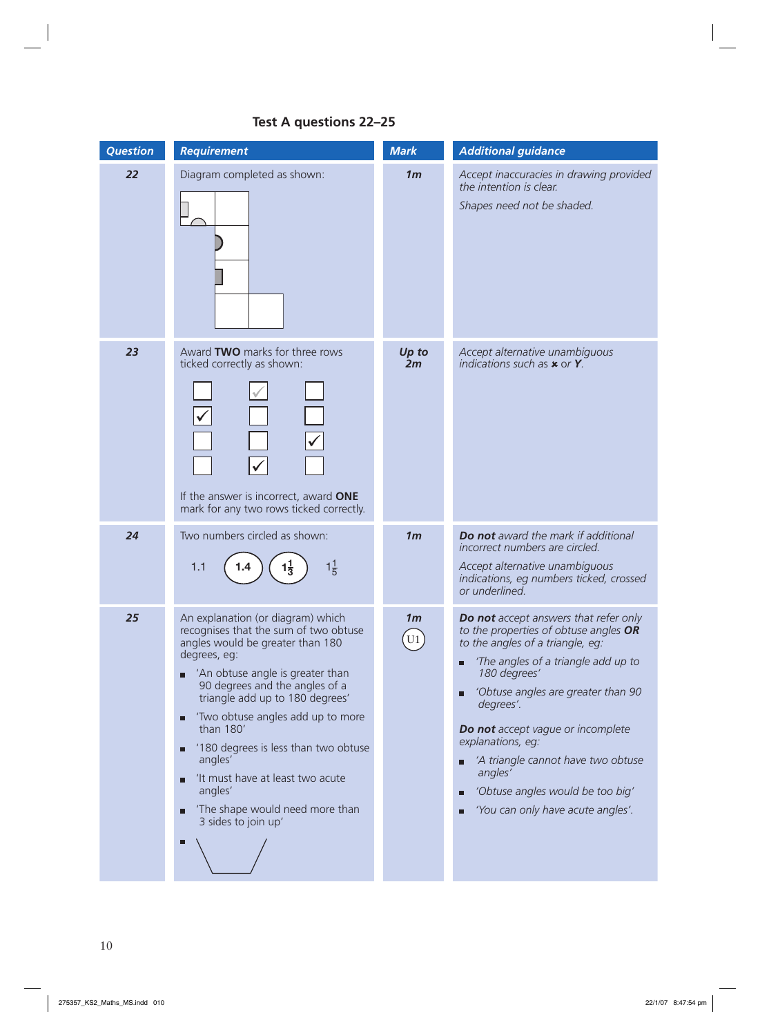## Test A questions 22–25

| Question | Requirement | Mark | Additional guidance |
|---|---|---|---|
| **22** | Diagram completed as shown: | **1m** | *Accept inaccuracies in drawing provided the intention is clear.* *Shapes need not be shaded.* |
| **23** | Award **TWO** marks for three rows ticked correctly as shown: ☐ ✓ ☐ / ✓ ☐ ☐ / ☐ ☐ ✓ / ☐ ✓ ☐ If the answer is incorrect, award **ONE** mark for any two rows ticked correctly. | **Up to 2m** | *Accept alternative unambiguous indications such as* **×** *or* ***Y***. |
| **24** | Two numbers circled as shown: 1.1 (**1.4**) ($1\frac{1}{3}$) $1\frac{1}{5}$ | **1m** | ***Do not** award the mark if additional incorrect numbers are circled.* *Accept alternative unambiguous indications, eg numbers ticked, crossed or underlined.* |
| **25** | An explanation (or diagram) which recognises that the sum of two obtuse angles would be greater than 180 degrees, eg: <br>■ 'An obtuse angle is greater than 90 degrees and the angles of a triangle add up to 180 degrees' <br>■ 'Two obtuse angles add up to more than 180' <br>■ '180 degrees is less than two obtuse angles' <br>■ 'It must have at least two acute angles' <br>■ 'The shape would need more than 3 sides to join up' <br>■ [diagram] | **1m** U1 | ***Do not** accept answers that refer only to the properties of obtuse angles **OR** to the angles of a triangle, eg:* <br>■ *'The angles of a triangle add up to 180 degrees'* <br>■ *'Obtuse angles are greater than 90 degrees'.* <br>***Do not** accept vague or incomplete explanations, eg:* <br>■ *'A triangle cannot have two obtuse angles'* <br>■ *'Obtuse angles would be too big'* <br>■ *'You can only have acute angles'.* |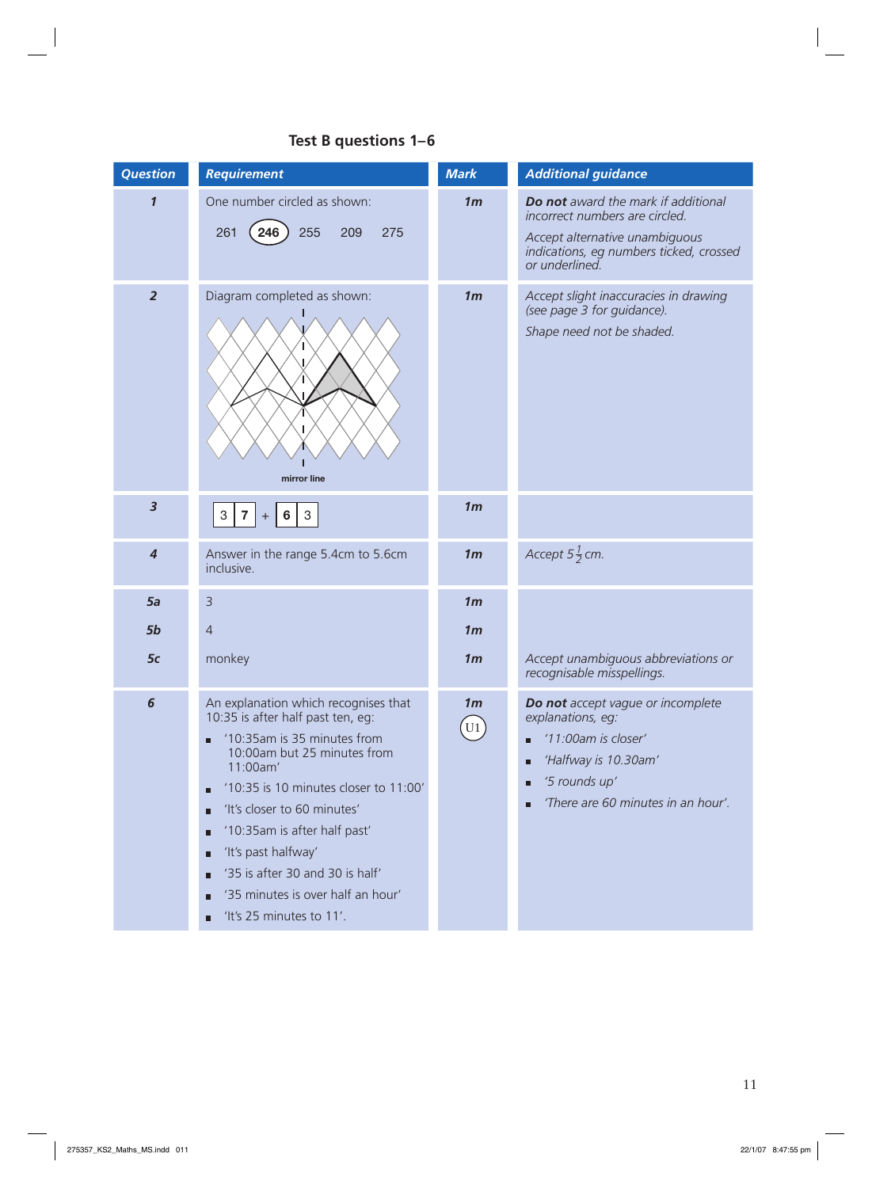## Test B questions 1–6

| Question | Requirement | Mark | Additional guidance |
|---|---|---|---|
| 1 | One number circled as shown: 261 **(246)** 255 209 275 | 1m | ***Do not*** *award the mark if additional incorrect numbers are circled.* *Accept alternative unambiguous indications, eg numbers ticked, crossed or underlined.* |
| 2 | Diagram completed as shown: mirror line | 1m | *Accept slight inaccuracies in drawing (see page 3 for guidance).* *Shape need not be shaded.* |
| 3 | 3 **7** + **6** 3 | 1m | |
| 4 | Answer in the range 5.4cm to 5.6cm inclusive. | 1m | *Accept* $5\frac{1}{2}$ *cm.* |
| 5a | 3 | 1m | |
| 5b | 4 | 1m | |
| 5c | monkey | 1m | *Accept unambiguous abbreviations or recognisable misspellings.* |
| 6 | An explanation which recognises that 10:35 is after half past ten, eg: <br>■ '10:35am is 35 minutes from 10:00am but 25 minutes from 11:00am' <br>■ '10:35 is 10 minutes closer to 11:00' <br>■ 'It's closer to 60 minutes' <br>■ '10:35am is after half past' <br>■ 'It's past halfway' <br>■ '35 is after 30 and 30 is half' <br>■ '35 minutes is over half an hour' <br>■ 'It's 25 minutes to 11'. | 1m <br>U1 | ***Do not*** *accept vague or incomplete explanations, eg:* <br>■ *'11:00am is closer'* <br>■ *'Halfway is 10.30am'* <br>■ *'5 rounds up'* <br>■ *'There are 60 minutes in an hour'.* |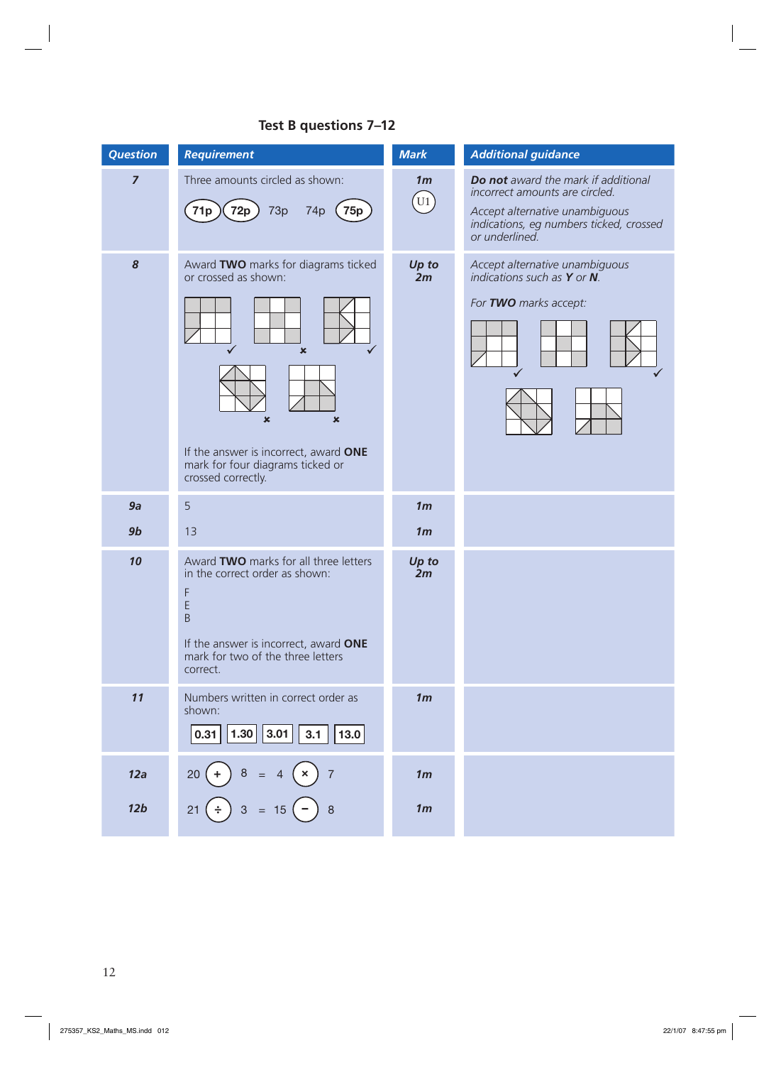## Test B questions 7–12

| Question | Requirement | Mark | Additional guidance |
|---|---|---|---|
| **7** | Three amounts circled as shown: (71p) (72p) 73p 74p (75p) | **1m** U1 | ***Do not*** *award the mark if additional incorrect amounts are circled.* *Accept alternative unambiguous indications, eg numbers ticked, crossed or underlined.* |
| **8** | Award **TWO** marks for diagrams ticked or crossed as shown: ✓ ✗ ✓ ✗ ✗ If the answer is incorrect, award **ONE** mark for four diagrams ticked or crossed correctly. | ***Up to 2m*** | *Accept alternative unambiguous indications such as* ***Y*** *or* ***N****.* *For* ***TWO*** *marks accept:* ✓ ✓ |
| **9a** | 5 | **1m** | |
| **9b** | 13 | **1m** | |
| **10** | Award **TWO** marks for all three letters in the correct order as shown: F E B If the answer is incorrect, award **ONE** mark for two of the three letters correct. | ***Up to 2m*** | |
| **11** | Numbers written in correct order as shown: 0.31 1.30 3.01 3.1 13.0 | **1m** | |
| **12a** | 20 (+) 8 = 4 (×) 7 | **1m** | |
| **12b** | 21 (÷) 3 = 15 (−) 8 | **1m** | |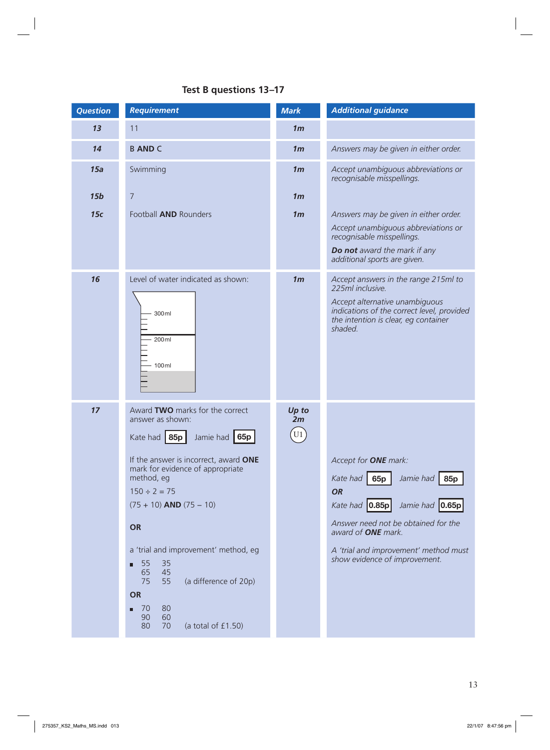## Test B questions 13–17

| Question | Requirement | Mark | Additional guidance |
|---|---|---|---|
| 13 | 11 | 1m | |
| 14 | B **AND** C | 1m | *Answers may be given in either order.* |
| 15a | Swimming | 1m | *Accept unambiguous abbreviations or recognisable misspellings.* |
| 15b | 7 | 1m | |
| 15c | Football **AND** Rounders | 1m | *Answers may be given in either order.* <br> *Accept unambiguous abbreviations or recognisable misspellings.* <br> ***Do not** award the mark if any additional sports are given.* |
| 16 | Level of water indicated as shown: <br> 300 ml <br> 200 ml <br> 100 ml | 1m | *Accept answers in the range 215ml to 225ml inclusive.* <br> *Accept alternative unambiguous indications of the correct level, provided the intention is clear, eg container shaded.* |
| 17 | Award **TWO** marks for the correct answer as shown: <br> Kate had **85p** Jamie had **65p** <br><br> If the answer is incorrect, award **ONE** mark for evidence of appropriate method, eg <br> 150 ÷ 2 = 75 <br> (75 + 10) **AND** (75 – 10) <br><br> **OR** <br><br> a 'trial and improvement' method, eg <br> ▪ 55 35 <br> 65 45 <br> 75 55 (a difference of 20p) <br> **OR** <br> ▪ 70 80 <br> 90 60 <br> 80 70 (a total of £1.50) | Up to 2m <br> U1 | *Accept for **ONE** mark:* <br> *Kate had* **65p** *Jamie had* **85p** <br> ***OR*** <br> *Kate had* **0.85p** *Jamie had* **0.65p** <br> *Answer need not be obtained for the award of **ONE** mark.* <br> *A 'trial and improvement' method must show evidence of improvement.* |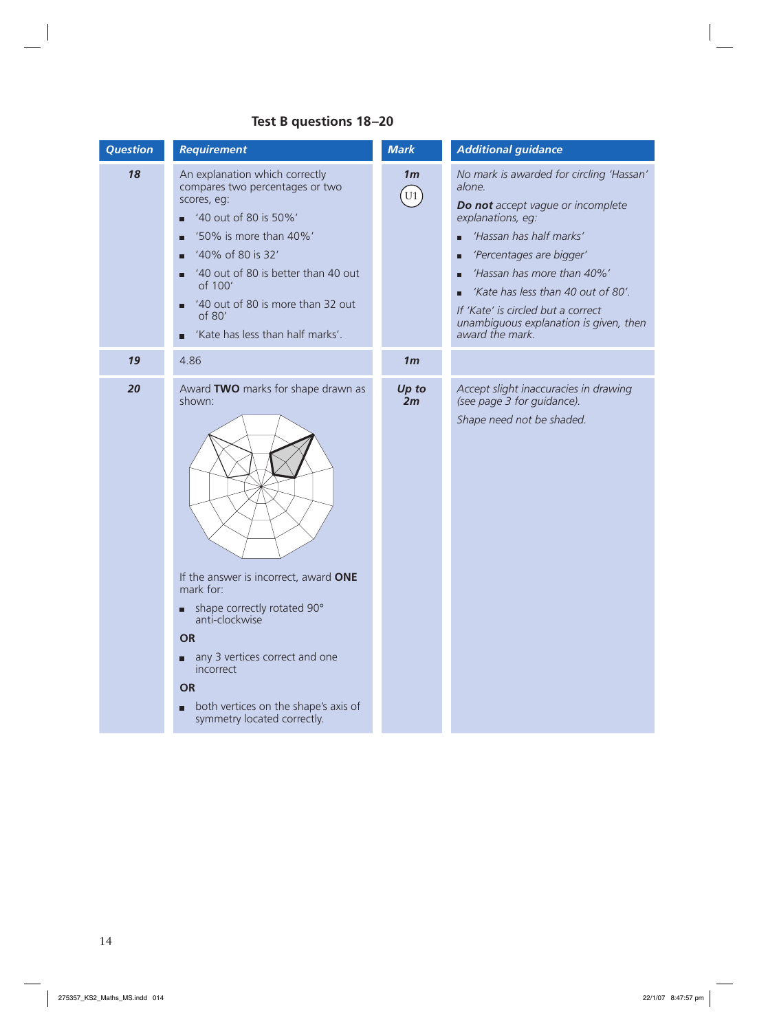## Test B questions 18–20

| Question | Requirement | Mark | Additional guidance |
|---|---|---|---|
| **18** | An explanation which correctly compares two percentages or two scores, eg:<br>■ '40 out of 80 is 50%'<br>■ '50% is more than 40%'<br>■ '40% of 80 is 32'<br>■ '40 out of 80 is better than 40 out of 100'<br>■ '40 out of 80 is more than 32 out of 80'<br>■ 'Kate has less than half marks'. | **1m**<br>U1 | *No mark is awarded for circling 'Hassan' alone.*<br>***Do not** accept vague or incomplete explanations, eg:*<br>■ *'Hassan has half marks'*<br>■ *'Percentages are bigger'*<br>■ *'Hassan has more than 40%'*<br>■ *'Kate has less than 40 out of 80'.*<br>*If 'Kate' is circled but a correct unambiguous explanation is given, then award the mark.* |
| **19** | 4.86 | **1m** | |
| **20** | Award **TWO** marks for shape drawn as shown:<br><br>If the answer is incorrect, award **ONE** mark for:<br>■ shape correctly rotated 90° anti-clockwise<br>**OR**<br>■ any 3 vertices correct and one incorrect<br>**OR**<br>■ both vertices on the shape's axis of symmetry located correctly. | **Up to 2m** | *Accept slight inaccuracies in drawing (see page 3 for guidance).*<br>*Shape need not be shaded.* |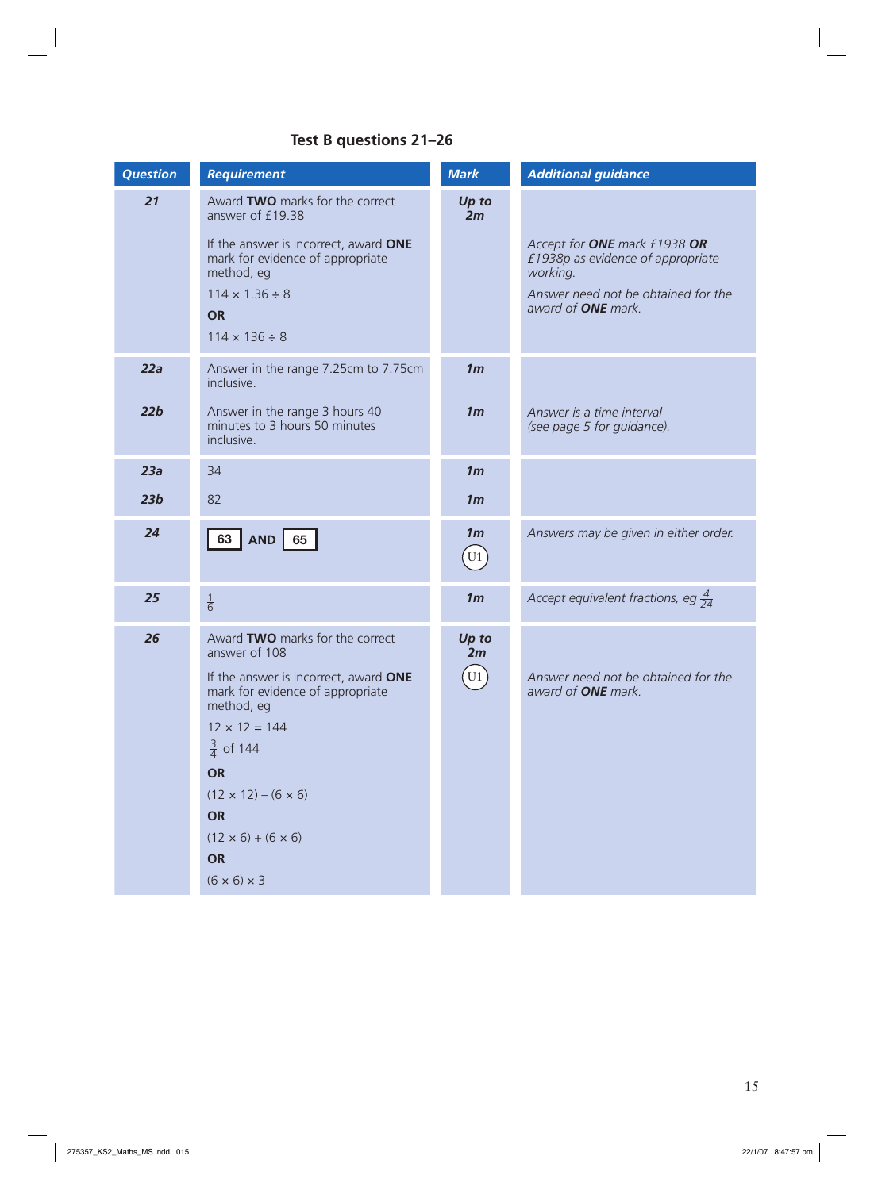## Test B questions 21–26

| Question | Requirement | Mark | Additional guidance |
|---|---|---|---|
| **21** | Award **TWO** marks for the correct answer of £19.38<br><br>If the answer is incorrect, award **ONE** mark for evidence of appropriate method, eg<br>$114 \times 1.36 \div 8$<br>**OR**<br>$114 \times 136 \div 8$ | ***Up to 2m*** | *Accept for **ONE** mark £1938 **OR** £1938p as evidence of appropriate working.*<br><br>*Answer need not be obtained for the award of **ONE** mark.* |
| **22a** | Answer in the range 7.25cm to 7.75cm inclusive. | ***1m*** | |
| **22b** | Answer in the range 3 hours 40 minutes to 3 hours 50 minutes inclusive. | ***1m*** | *Answer is a time interval (see page 5 for guidance).* |
| **23a** | 34 | ***1m*** | |
| **23b** | 82 | ***1m*** | |
| **24** | **63** AND **65** | ***1m***<br>U1 | *Answers may be given in either order.* |
| **25** | $\frac{1}{6}$ | ***1m*** | *Accept equivalent fractions, eg* $\frac{4}{24}$ |
| **26** | Award **TWO** marks for the correct answer of 108<br><br>If the answer is incorrect, award **ONE** mark for evidence of appropriate method, eg<br>$12 \times 12 = 144$<br>$\frac{3}{4}$ of 144<br>**OR**<br>$(12 \times 12) - (6 \times 6)$<br>**OR**<br>$(12 \times 6) + (6 \times 6)$<br>**OR**<br>$(6 \times 6) \times 3$ | ***Up to 2m***<br>U1 | *Answer need not be obtained for the award of **ONE** mark.* |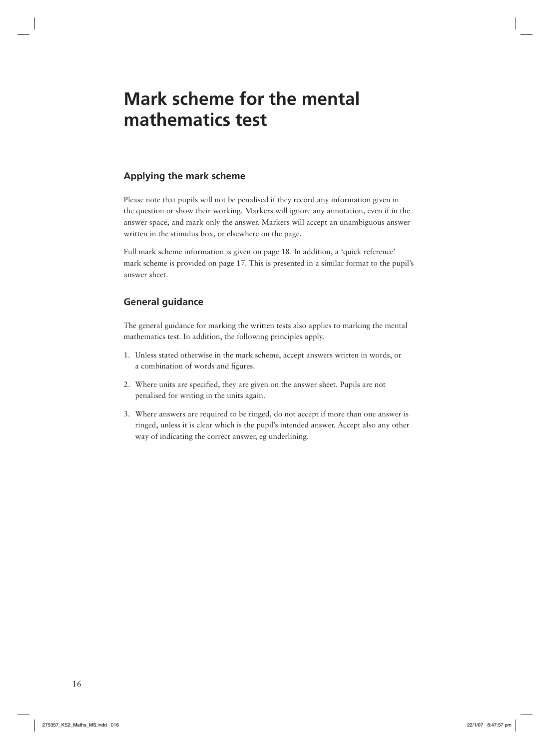# Mark scheme for the mental mathematics test

## Applying the mark scheme

Please note that pupils will not be penalised if they record any information given in the question or show their working. Markers will ignore any annotation, even if in the answer space, and mark only the answer. Markers will accept an unambiguous answer written in the stimulus box, or elsewhere on the page.

Full mark scheme information is given on page 18. In addition, a 'quick reference' mark scheme is provided on page 17. This is presented in a similar format to the pupil's answer sheet.

## General guidance

The general guidance for marking the written tests also applies to marking the mental mathematics test. In addition, the following principles apply.

1. Unless stated otherwise in the mark scheme, accept answers written in words, or a combination of words and figures.
2. Where units are specified, they are given on the answer sheet. Pupils are not penalised for writing in the units again.
3. Where answers are required to be ringed, do not accept if more than one answer is ringed, unless it is clear which is the pupil's intended answer. Accept also any other way of indicating the correct answer, eg underlining.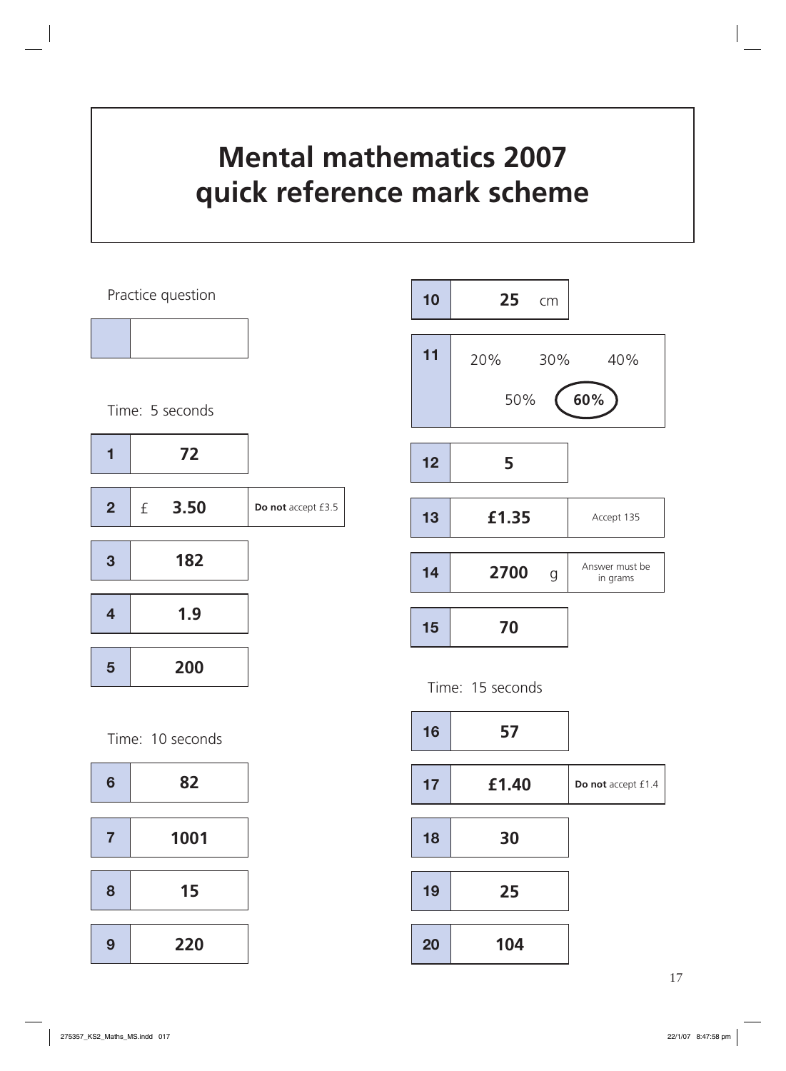# Mental mathematics 2007 quick reference mark scheme

Practice question

| | |
|---|---|
| | |

Time: 5 seconds

| Q | Answer | Notes |
|---|---|---|
| 1 | 72 | |
| 2 | £ 3.50 | **Do not** accept £3.5 |
| 3 | 182 | |
| 4 | 1.9 | |
| 5 | 200 | |

Time: 10 seconds

| Q | Answer | Notes |
|---|---|---|
| 6 | 82 | |
| 7 | 1001 | |
| 8 | 15 | |
| 9 | 220 | |
| 10 | 25 cm | |
| 11 | 20% 30% 40% 50% **60%** (circled) | |
| 12 | 5 | |
| 13 | £1.35 | Accept 135 |
| 14 | 2700 g | Answer must be in grams |
| 15 | 70 | |

Time: 15 seconds

| Q | Answer | Notes |
|---|---|---|
| 16 | 57 | |
| 17 | £1.40 | **Do not** accept £1.4 |
| 18 | 30 | |
| 19 | 25 | |
| 20 | 104 | |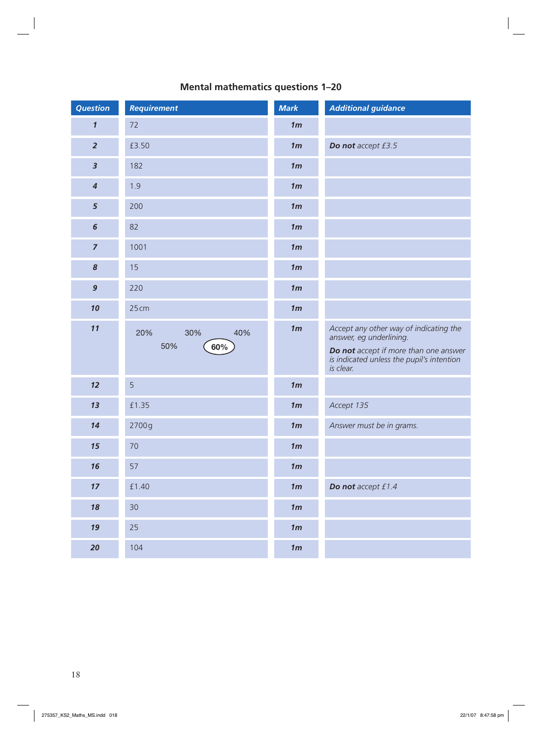## Mental mathematics questions 1–20

| Question | Requirement | Mark | Additional guidance |
|---|---|---|---|
| **1** | 72 | **1m** | |
| **2** | £3.50 | **1m** | ***Do not*** *accept £3.5* |
| **3** | 182 | **1m** | |
| **4** | 1.9 | **1m** | |
| **5** | 200 | **1m** | |
| **6** | 82 | **1m** | |
| **7** | 1001 | **1m** | |
| **8** | 15 | **1m** | |
| **9** | 220 | **1m** | |
| **10** | 25cm | **1m** | |
| **11** | 20% 30% 40% 50% (60%) [60% circled] | **1m** | *Accept any other way of indicating the answer, eg underlining.* ***Do not*** *accept if more than one answer is indicated unless the pupil's intention is clear.* |
| **12** | 5 | **1m** | |
| **13** | £1.35 | **1m** | *Accept 135* |
| **14** | 2700g | **1m** | *Answer must be in grams.* |
| **15** | 70 | **1m** | |
| **16** | 57 | **1m** | |
| **17** | £1.40 | **1m** | ***Do not*** *accept £1.4* |
| **18** | 30 | **1m** | |
| **19** | 25 | **1m** | |
| **20** | 104 | **1m** | |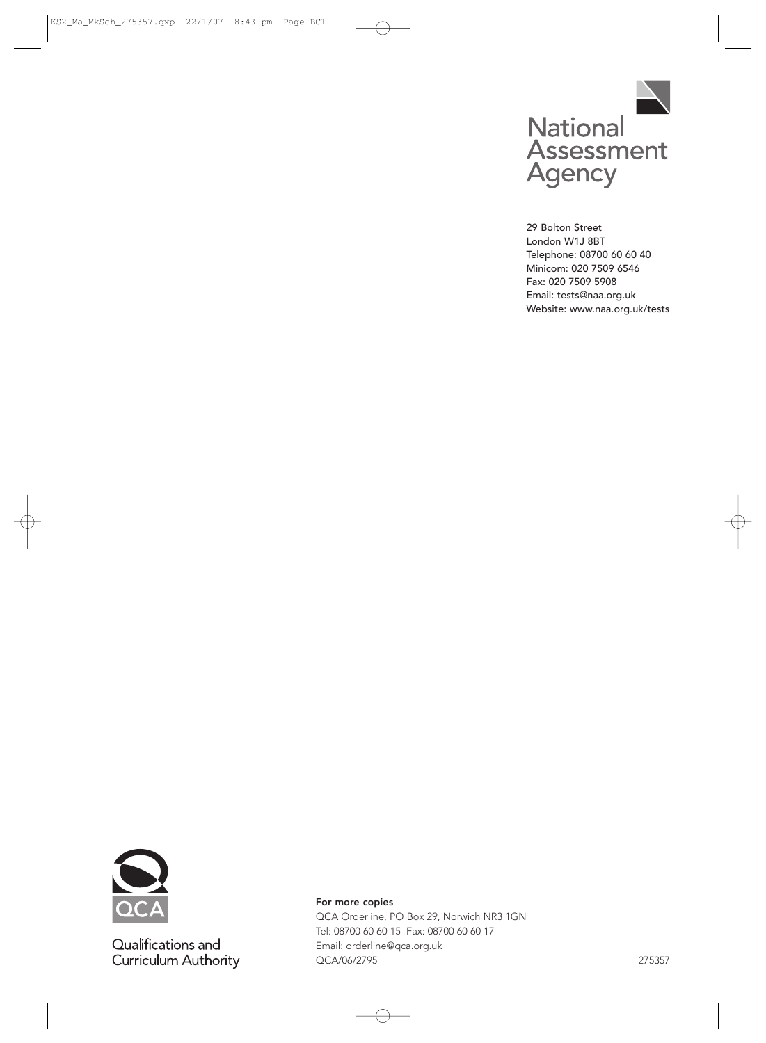National Assessment Agency

29 Bolton Street
London W1J 8BT
Telephone: 08700 60 60 40
Minicom: 020 7509 6546
Fax: 020 7509 5908
Email: tests@naa.org.uk
Website: www.naa.org.uk/tests

QCA

Qualifications and Curriculum Authority

**For more copies**
QCA Orderline, PO Box 29, Norwich NR3 1GN
Tel: 08700 60 60 15 Fax: 08700 60 60 17
Email: orderline@qca.org.uk
QCA/06/2795

275357